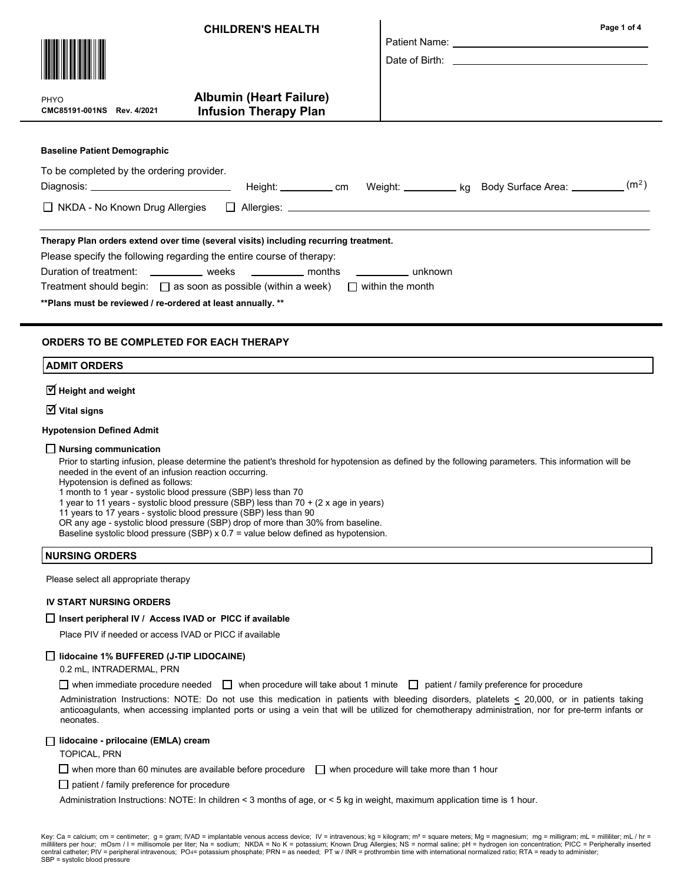**CHILDREN'S HEALTH**

PHYO
**CMC85191-001NS Rev. 4/2021**

# Albumin (Heart Failure) Infusion Therapy Plan

Patient Name: ____________________

Date of Birth: ____________________

**Baseline Patient Demographic**

To be completed by the ordering provider.

Diagnosis: ____________________ Height: ________ cm Weight: ________ kg Body Surface Area: ________ ($m^2$)

☐ NKDA - No Known Drug Allergies ☐ Allergies: ____________________

**Therapy Plan orders extend over time (several visits) including recurring treatment.**

Please specify the following regarding the entire course of therapy:

Duration of treatment: ________ weeks ________ months ________ unknown

Treatment should begin: ☐ as soon as possible (within a week) ☐ within the month

**\*\*Plans must be reviewed / re-ordered at least annually. \*\***

## ORDERS TO BE COMPLETED FOR EACH THERAPY

### ADMIT ORDERS

☑ **Height and weight**

☑ **Vital signs**

**Hypotension Defined Admit**

☐ **Nursing communication**

Prior to starting infusion, please determine the patient's threshold for hypotension as defined by the following parameters. This information will be needed in the event of an infusion reaction occurring.
Hypotension is defined as follows:
1 month to 1 year - systolic blood pressure (SBP) less than 70
1 year to 11 years - systolic blood pressure (SBP) less than 70 + (2 x age in years)
11 years to 17 years - systolic blood pressure (SBP) less than 90
OR any age - systolic blood pressure (SBP) drop of more than 30% from baseline.
Baseline systolic blood pressure (SBP) x 0.7 = value below defined as hypotension.

### NURSING ORDERS

Please select all appropriate therapy

**IV START NURSING ORDERS**

☐ **Insert peripheral IV / Access IVAD or PICC if available**

Place PIV if needed or access IVAD or PICC if available

☐ **lidocaine 1% BUFFERED (J-TIP LIDOCAINE)**

0.2 mL, INTRADERMAL, PRN

☐ when immediate procedure needed ☐ when procedure will take about 1 minute ☐ patient / family preference for procedure

Administration Instructions: NOTE: Do not use this medication in patients with bleeding disorders, platelets ≤ 20,000, or in patients taking anticoagulants, when accessing implanted ports or using a vein that will be utilized for chemotherapy administration, nor for pre-term infants or neonates.

☐ **lidocaine - prilocaine (EMLA) cream**

TOPICAL, PRN

☐ when more than 60 minutes are available before procedure ☐ when procedure will take more than 1 hour

☐ patient / family preference for procedure

Administration Instructions: NOTE: In children < 3 months of age, or < 5 kg in weight, maximum application time is 1 hour.

Key: Ca = calcium; cm = centimeter; g = gram; IVAD = implantable venous access device; IV = intravenous; kg = kilogram; m² = square meters; Mg = magnesium; mg = milligram; mL = milliliter; mL / hr = milliliters per hour; mOsm / l = millisomole per liter; Na = sodium; NKDA = No K = potassium; Known Drug Allergies; NS = normal saline; pH = hydrogen ion concentration; PICC = Peripherally inserted central catheter; PIV = peripheral intravenous; $PO_4$= potassium phosphate; PRN = as needed; PT w / INR = prothrombin time with international normalized ratio; RTA = ready to administer; SBP = systolic blood pressure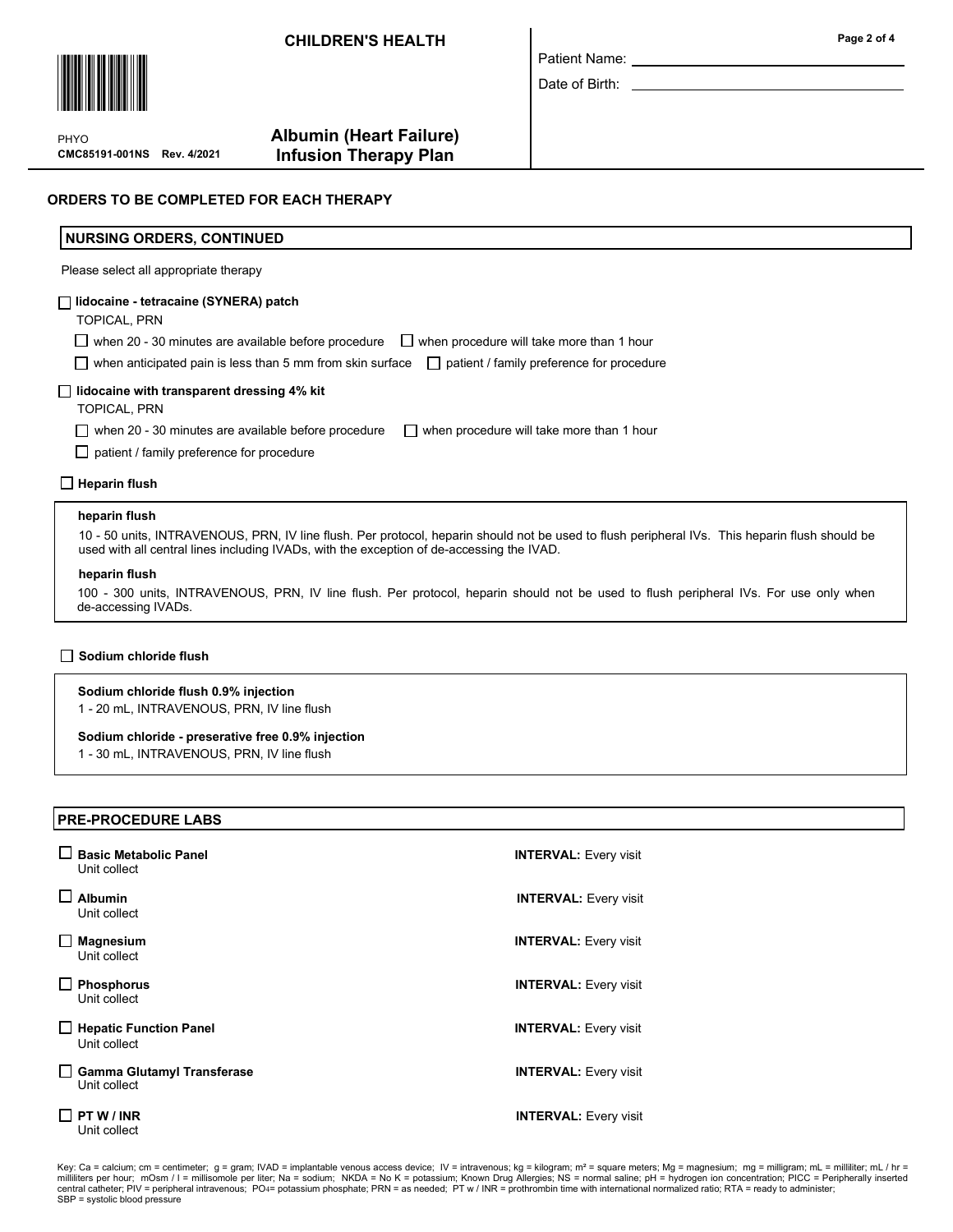CHILDREN'S HEALTH

PHYO
CMC85191-001NS Rev. 4/2021

# Albumin (Heart Failure) Infusion Therapy Plan

Patient Name: ______________________

Date of Birth: ______________________

## ORDERS TO BE COMPLETED FOR EACH THERAPY

### NURSING ORDERS, CONTINUED

Please select all appropriate therapy

☐ **lidocaine - tetracaine (SYNERA) patch**
TOPICAL, PRN

☐ when 20 - 30 minutes are available before procedure ☐ when procedure will take more than 1 hour

☐ when anticipated pain is less than 5 mm from skin surface ☐ patient / family preference for procedure

☐ **lidocaine with transparent dressing 4% kit**
TOPICAL, PRN

☐ when 20 - 30 minutes are available before procedure ☐ when procedure will take more than 1 hour

☐ patient / family preference for procedure

☐ **Heparin flush**

**heparin flush**
10 - 50 units, INTRAVENOUS, PRN, IV line flush. Per protocol, heparin should not be used to flush peripheral IVs. This heparin flush should be used with all central lines including IVADs, with the exception of de-accessing the IVAD.

**heparin flush**
100 - 300 units, INTRAVENOUS, PRN, IV line flush. Per protocol, heparin should not be used to flush peripheral IVs. For use only when de-accessing IVADs.

☐ **Sodium chloride flush**

**Sodium chloride flush 0.9% injection**
1 - 20 mL, INTRAVENOUS, PRN, IV line flush

**Sodium chloride - preservative free 0.9% injection**
1 - 30 mL, INTRAVENOUS, PRN, IV line flush

### PRE-PROCEDURE LABS

☐ **Basic Metabolic Panel** — **INTERVAL:** Every visit
Unit collect

☐ **Albumin** — **INTERVAL:** Every visit
Unit collect

☐ **Magnesium** — **INTERVAL:** Every visit
Unit collect

☐ **Phosphorus** — **INTERVAL:** Every visit
Unit collect

☐ **Hepatic Function Panel** — **INTERVAL:** Every visit
Unit collect

☐ **Gamma Glutamyl Transferase** — **INTERVAL:** Every visit
Unit collect

☐ **PT W / INR** — **INTERVAL:** Every visit
Unit collect

Key: Ca = calcium; cm = centimeter; g = gram; IVAD = implantable venous access device; IV = intravenous; kg = kilogram; m² = square meters; Mg = magnesium; mg = milligram; mL = milliliter; mL / hr = milliliters per hour; mOsm / l = millisomole per liter; Na = sodium; NKDA = No K = potassium; Known Drug Allergies; NS = normal saline; pH = hydrogen ion concentration; PICC = Peripherally inserted central catheter; PIV = peripheral intravenous; $PO_4$= potassium phosphate; PRN = as needed; PT w / INR = prothrombin time with international normalized ratio; RTA = ready to administer; SBP = systolic blood pressure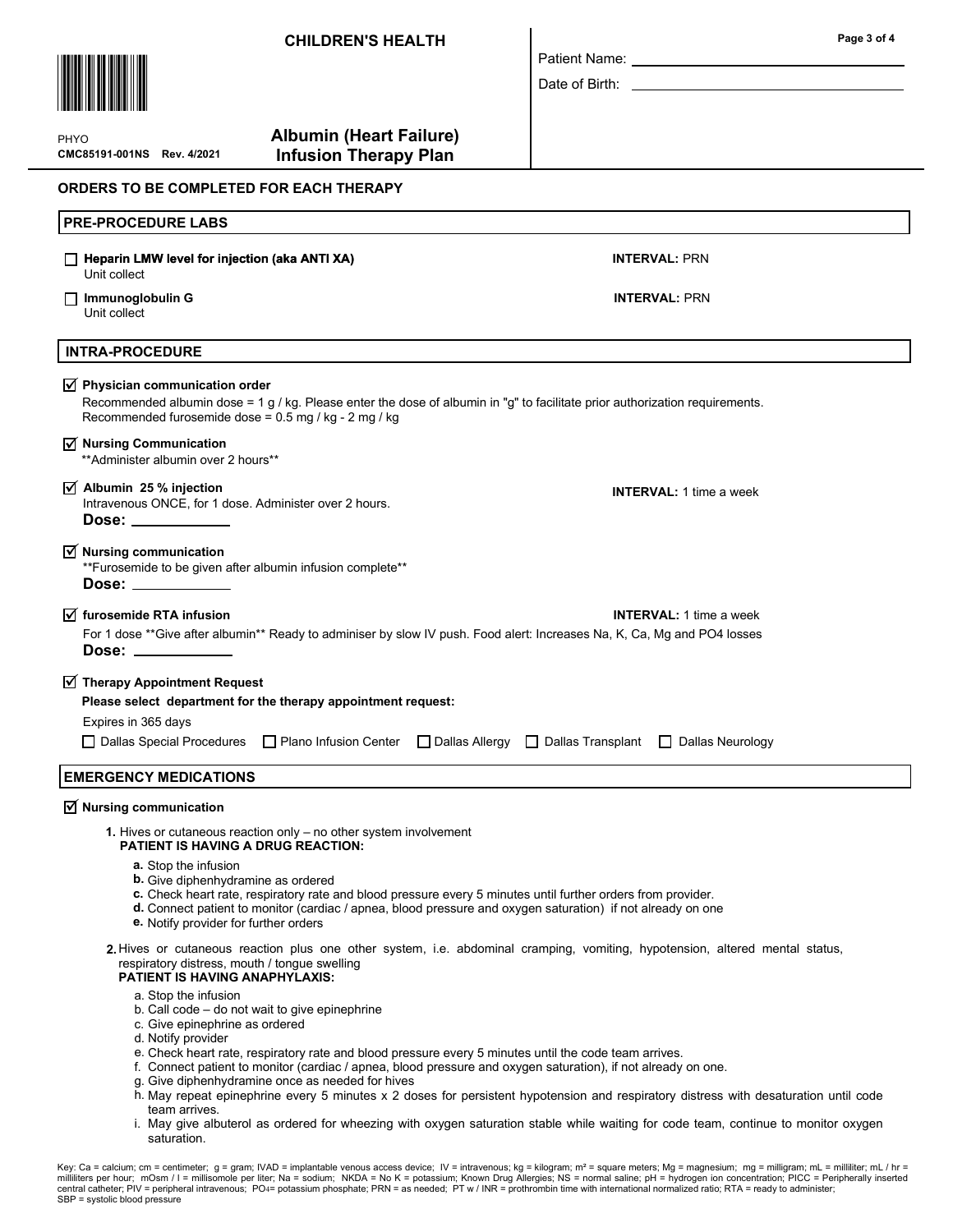**CHILDREN'S HEALTH**

PHYO
**CMC85191-001NS Rev. 4/2021**

# Albumin (Heart Failure) Infusion Therapy Plan

Patient Name: ______________________

Date of Birth: ______________________

## ORDERS TO BE COMPLETED FOR EACH THERAPY

### PRE-PROCEDURE LABS

☐ **Heparin LMW level for injection (aka ANTI XA)** — **INTERVAL:** PRN
Unit collect

☐ **Immunoglobulin G** — **INTERVAL:** PRN
Unit collect

### INTRA-PROCEDURE

☑ **Physician communication order**
Recommended albumin dose = 1 g / kg. Please enter the dose of albumin in "g" to facilitate prior authorization requirements.
Recommended furosemide dose = 0.5 mg / kg - 2 mg / kg

☑ **Nursing Communication**
**Administer albumin over 2 hours**

☑ **Albumin 25 % injection** — **INTERVAL:** 1 time a week
Intravenous ONCE, for 1 dose. Administer over 2 hours.
**Dose:** ____________

☑ **Nursing communication**
**Furosemide to be given after albumin infusion complete**
**Dose:** ____________

☑ **furosemide RTA infusion** — **INTERVAL:** 1 time a week
For 1 dose **Give after albumin** Ready to adminiser by slow IV push. Food alert: Increases Na, K, Ca, Mg and PO4 losses
**Dose:** ____________

☑ **Therapy Appointment Request**
**Please select department for the therapy appointment request:**
Expires in 365 days
☐ Dallas Special Procedures ☐ Plano Infusion Center ☐ Dallas Allergy ☐ Dallas Transplant ☐ Dallas Neurology

### EMERGENCY MEDICATIONS

☑ **Nursing communication**

1. Hives or cutaneous reaction only – no other system involvement
   **PATIENT IS HAVING A DRUG REACTION:**
   a. Stop the infusion
   b. Give diphenhydramine as ordered
   c. Check heart rate, respiratory rate and blood pressure every 5 minutes until further orders from provider.
   d. Connect patient to monitor (cardiac / apnea, blood pressure and oxygen saturation) if not already on one
   e. Notify provider for further orders

2. Hives or cutaneous reaction plus one other system, i.e. abdominal cramping, vomiting, hypotension, altered mental status, respiratory distress, mouth / tongue swelling
   **PATIENT IS HAVING ANAPHYLAXIS:**
   a. Stop the infusion
   b. Call code – do not wait to give epinephrine
   c. Give epinephrine as ordered
   d. Notify provider
   e. Check heart rate, respiratory rate and blood pressure every 5 minutes until the code team arrives.
   f. Connect patient to monitor (cardiac / apnea, blood pressure and oxygen saturation), if not already on one.
   g. Give diphenhydramine once as needed for hives
   h. May repeat epinephrine every 5 minutes x 2 doses for persistent hypotension and respiratory distress with desaturation until code team arrives.
   i. May give albuterol as ordered for wheezing with oxygen saturation stable while waiting for code team, continue to monitor oxygen saturation.

Key: Ca = calcium; cm = centimeter; g = gram; IVAD = implantable venous access device; IV = intravenous; kg = kilogram; m² = square meters; Mg = magnesium; mg = milligram; mL = milliliter; mL / hr = milliliters per hour; mOsm / l = millisomole per liter; Na = sodium; NKDA = No K = potassium; Known Drug Allergies; NS = normal saline; pH = hydrogen ion concentration; PICC = Peripherally inserted central catheter; PIV = peripheral intravenous; $PO_4$= potassium phosphate; PRN = as needed; PT w / INR = prothrombin time with international normalized ratio; RTA = ready to administer; SBP = systolic blood pressure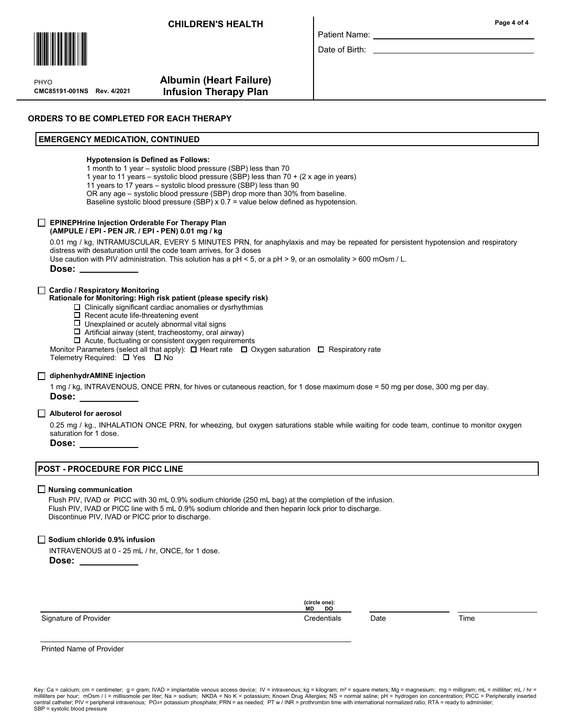# CHILDREN'S HEALTH

PHYO
**CMC85191-001NS Rev. 4/2021**

## Albumin (Heart Failure) Infusion Therapy Plan

Patient Name: ______________________

Date of Birth: ______________________

## ORDERS TO BE COMPLETED FOR EACH THERAPY

### EMERGENCY MEDICATION, CONTINUED

**Hypotension is Defined as Follows:**
1 month to 1 year – systolic blood pressure (SBP) less than 70
1 year to 11 years – systolic blood pressure (SBP) less than 70 + (2 x age in years)
11 years to 17 years – systolic blood pressure (SBP) less than 90
OR any age – systolic blood pressure (SBP) drop more than 30% from baseline.
Baseline systolic blood pressure (SBP) x 0.7 = value below defined as hypotension.

☐ **EPINEPHrine Injection Orderable For Therapy Plan (AMPULE / EPI - PEN JR. / EPI - PEN) 0.01 mg / kg**

0.01 mg / kg, INTRAMUSCULAR, EVERY 5 MINUTES PRN, for anaphylaxis and may be repeated for persistent hypotension and respiratory distress with desaturation until the code team arrives, for 3 doses
Use caution with PIV administration. This solution has a pH < 5, or a pH > 9, or an osmolality > 600 mOsm / L.
**Dose:** ____________

☐ **Cardio / Respiratory Monitoring**
**Rationale for Monitoring: High risk patient (please specify risk)**
- ☐ Clinically significant cardiac anomalies or dysrhythmias
- ☐ Recent acute life-threatening event
- ☐ Unexplained or acutely abnormal vital signs
- ☐ Artificial airway (stent, tracheostomy, oral airway)
- ☐ Acute, fluctuating or consistent oxygen requirements

Monitor Parameters (select all that apply): ☐ Heart rate ☐ Oxygen saturation ☐ Respiratory rate
Telemetry Required: ☐ Yes ☐ No

☐ **diphenhydrAMINE injection**

1 mg / kg, INTRAVENOUS, ONCE PRN, for hives or cutaneous reaction, for 1 dose maximum dose = 50 mg per dose, 300 mg per day.
**Dose:** ____________

☐ **Albuterol for aerosol**

0.25 mg / kg., INHALATION ONCE PRN, for wheezing, but oxygen saturations stable while waiting for code team, continue to monitor oxygen saturation for 1 dose.
**Dose:** ____________

### POST - PROCEDURE FOR PICC LINE

☐ **Nursing communication**

Flush PIV, IVAD or PICC with 30 mL 0.9% sodium chloride (250 mL bag) at the completion of the infusion.
Flush PIV, IVAD or PICC line with 5 mL 0.9% sodium chloride and then heparin lock prior to discharge.
Discontinue PIV, IVAD or PICC prior to discharge.

☐ **Sodium chloride 0.9% infusion**

INTRAVENOUS at 0 - 25 mL / hr, ONCE, for 1 dose.
**Dose:** ____________

______________________ (circle one): MD DO ____________ ____________
Signature of Provider — Credentials — Date — Time

______________________
Printed Name of Provider

Key: Ca = calcium; cm = centimeter; g = gram; IVAD = implantable venous access device; IV = intravenous; kg = kilogram; m² = square meters; Mg = magnesium; mg = milligram; mL = milliliter; mL / hr = milliliters per hour; mOsm / l = millisomole per liter; Na = sodium; NKDA = No K = potassium; Known Drug Allergies; NS = normal saline; pH = hydrogen ion concentration; PICC = Peripherally inserted central catheter; PIV = peripheral intravenous; $PO_4$= potassium phosphate; PRN = as needed; PT w / INR = prothrombin time with international normalized ratio; RTA = ready to administer; SBP = systolic blood pressure